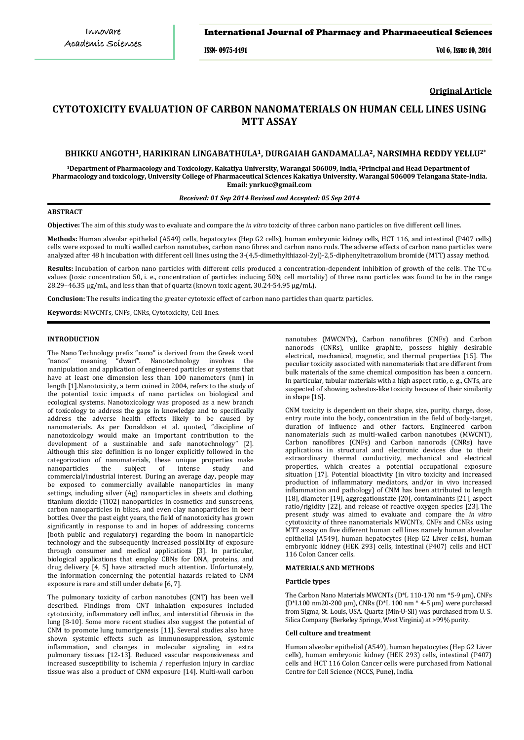**Original Article**

# CYTOTOXICITY EVALUATION OF CARBON NANOMATERIALS ON HUMAN CELL LINES USING MTT ASSAY

### BHIKKU ANGOTH[1], HARIKIRAN LINGABATHULA[1], DURGAIAH GANDAMALLA[2], NARSIMHA REDDY YELLU[2*]

[1]Department of Pharmacology and Toxicology, Kakatiya University, Warangal 506009, India, [2]Principal and Head Department of Pharmacology and toxicology, University College of Pharmaceutical Sciences Kakatiya University, Warangal 506009 Telangana State-India. Email: ynrkuc@gmail.com

*Received: 01 Sep 2014 Revised and Accepted: 05 Sep 2014*

## ABSTRACT

**Objective:** The aim of this study was to evaluate and compare the *in vitro* toxicity of three carbon nano particles on five different cell lines.

**Methods:** Human alveolar epithelial (A549) cells, hepatocytes (Hep G2 cells), human embryonic kidney cells, HCT 116, and intestinal (P407 cells) cells were exposed to multi walled carbon nanotubes, carbon nano fibres and carbon nano rods. The adverse effects of carbon nano particles were analyzed after 48 h incubation with different cell lines using the 3-(4,5-dimethylthiazol-2yl)-2,5-diphenyltetrazolium bromide (MTT) assay method.

**Results:** Incubation of carbon nano particles with different cells produced a concentration-dependent inhibition of growth of the cells. The $TC_{50}$ values (toxic concentration 50, i. e., concentration of particles inducing 50% cell mortality) of three nano particles was found to be in the range 28.29–46.35 µg/mL, and less than that of quartz (known toxic agent, 30.24-54.95 µg/mL).

**Conclusion:** The results indicating the greater cytotoxic effect of carbon nano particles than quartz particles.

**Keywords:** MWCNTs, CNFs, CNRs, Cytotoxicity, Cell lines.

## INTRODUCTION

The Nano Technology prefix "nano" is derived from the Greek word "nanos" meaning "dwarf". Nanotechnology involves the manipulation and application of engineered particles or systems that have at least one dimension less than 100 nanometers (nm) in length [1].Nanotoxicity, a term coined in 2004, refers to the study of the potential toxic impacts of nano particles on biological and ecological systems. Nanotoxicology was proposed as a new branch of toxicology to address the gaps in knowledge and to specifically address the adverse health effects likely to be caused by nanomaterials. As per Donaldson et al. quoted, "discipline of nanotoxicology would make an important contribution to the development of a sustainable and safe nanotechnology" [2]. Although this size definition is no longer explicitly followed in the categorization of nanomaterials, these unique properties make nanoparticles the subject of intense study and commercial/industrial interest. During an average day, people may be exposed to commercially available nanoparticles in many settings, including silver (Ag) nanoparticles in sheets and clothing, titanium dioxide (TiO2) nanoparticles in cosmetics and sunscreens, carbon nanoparticles in bikes, and even clay nanoparticles in beer bottles. Over the past eight years, the field of nanotoxicity has grown significantly in response to and in hopes of addressing concerns (both public and regulatory) regarding the boom in nanoparticle technology and the subsequently increased possibility of exposure through consumer and medical applications [3]. In particular, biological applications that employ CBNs for DNA, proteins, and drug delivery [4, 5] have attracted much attention. Unfortunately, the information concerning the potential hazards related to CNM exposure is rare and still under debate [6, 7].

The pulmonary toxicity of carbon nanotubes (CNT) has been well described. Findings from CNT inhalation exposures included cytotoxicity, inflammatory cell influx, and interstitial fibrosis in the lung [8-10]. Some more recent studies also suggest the potential of CNM to promote lung tumorigenesis [11]. Several studies also have shown systemic effects such as immunosuppression, systemic inflammation, and changes in molecular signaling in extra pulmonary tissues [12-13]. Reduced vascular responsiveness and increased susceptibility to ischemia / reperfusion injury in cardiac tissue was also a product of CNM exposure [14]. Multi-wall carbon nanotubes (MWCNTs), Carbon nanofibres (CNFs) and Carbon nanorods (CNRs), unlike graphite, possess highly desirable electrical, mechanical, magnetic, and thermal properties [15]. The peculiar toxicity associated with nanomaterials that are different from bulk materials of the same chemical composition has been a concern. In particular, tubular materials with a high aspect ratio, e. g., CNTs, are suspected of showing asbestos-like toxicity because of their similarity in shape [16].

CNM toxicity is dependent on their shape, size, purity, charge, dose, entry route into the body, concentration in the field of body-target, duration of influence and other factors. Engineered carbon nanomaterials such as multi-walled carbon nanotubes (MWCNT), Carbon nanofibres (CNFs) and Carbon nanorods (CNRs) have applications in structural and electronic devices due to their extraordinary thermal conductivity, mechanical and electrical properties, which creates a potential occupational exposure situation [17]. Potential bioactivity (in vitro toxicity and increased production of inflammatory mediators, and/or in vivo increased inflammation and pathology) of CNM has been attributed to length [18], diameter [19], aggregationstate [20], contaminants [21], aspect ratio/rigidity [22], and release of reactive oxygen species [23]. The present study was aimed to evaluate and compare the *in vitro* cytotoxicity of three nanomaterials MWCNTs, CNFs and CNRs using MTT assay on five different human cell lines namely human alveolar epithelial (A549), human hepatocytes (Hep G2 Liver cells), human embryonic kidney (HEK 293) cells, intestinal (P407) cells and HCT 116 Colon Cancer cells.

## MATERIALS AND METHODS

### Particle types

The Carbon Nano Materials MWCNTs (D*L 110-170 nm *5-9 µm), CNFs (D*L100 nm20-200 µm), CNRs (D*L 100 nm * 4-5 µm) were purchased from Sigma, St. Louis, USA. Quartz (Min-U-Sil) was purchased from U. S. Silica Company (Berkeley Springs, West Virginia) at >99% purity.

### Cell culture and treatment

Human alveolar epithelial (A549), human hepatocytes (Hep G2 Liver cells), human embryonic kidney (HEK 293) cells, intestinal (P407) cells and HCT 116 Colon Cancer cells were purchased from National Centre for Cell Science (NCCS, Pune), India.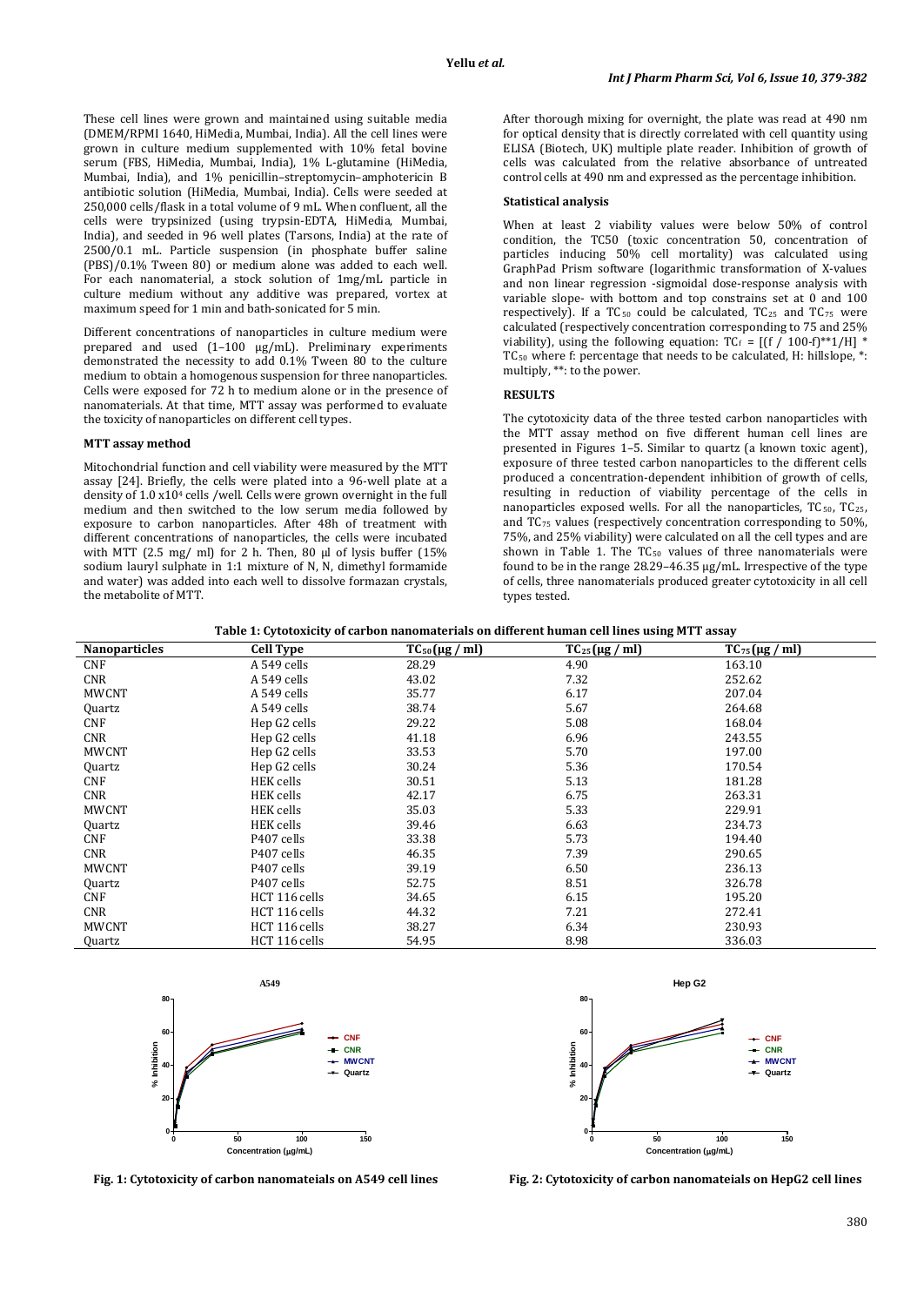These cell lines were grown and maintained using suitable media (DMEM/RPMI 1640, HiMedia, Mumbai, India). All the cell lines were grown in culture medium supplemented with 10% fetal bovine serum (FBS, HiMedia, Mumbai, India), 1% L-glutamine (HiMedia, Mumbai, India), and 1% penicillin–streptomycin–amphotericin B antibiotic solution (HiMedia, Mumbai, India). Cells were seeded at 250,000 cells/flask in a total volume of 9 mL. When confluent, all the cells were trypsinized (using trypsin-EDTA, HiMedia, Mumbai, India), and seeded in 96 well plates (Tarsons, India) at the rate of 2500/0.1 mL. Particle suspension (in phosphate buffer saline (PBS)/0.1% Tween 80) or medium alone was added to each well. For each nanomaterial, a stock solution of 1mg/mL particle in culture medium without any additive was prepared, vortex at maximum speed for 1 min and bath-sonicated for 5 min.

Different concentrations of nanoparticles in culture medium were prepared and used (1–100 μg/mL). Preliminary experiments demonstrated the necessity to add 0.1% Tween 80 to the culture medium to obtain a homogenous suspension for three nanoparticles. Cells were exposed for 72 h to medium alone or in the presence of nanomaterials. At that time, MTT assay was performed to evaluate the toxicity of nanoparticles on different cell types.

### MTT assay method

Mitochondrial function and cell viability were measured by the MTT assay [24]. Briefly, the cells were plated into a 96-well plate at a density of 1.0 x$10^4$ cells /well. Cells were grown overnight in the full medium and then switched to the low serum media followed by exposure to carbon nanoparticles. After 48h of treatment with different concentrations of nanoparticles, the cells were incubated with MTT (2.5 mg/ ml) for 2 h. Then, 80 μl of lysis buffer (15% sodium lauryl sulphate in 1:1 mixture of N, N, dimethyl formamide and water) was added into each well to dissolve formazan crystals, the metabolite of MTT.

After thorough mixing for overnight, the plate was read at 490 nm for optical density that is directly correlated with cell quantity using ELISA (Biotech, UK) multiple plate reader. Inhibition of growth of cells was calculated from the relative absorbance of untreated control cells at 490 nm and expressed as the percentage inhibition.

### Statistical analysis

When at least 2 viability values were below 50% of control condition, the TC50 (toxic concentration 50, concentration of particles inducing 50% cell mortality) was calculated using GraphPad Prism software (logarithmic transformation of X-values and non linear regression -sigmoidal dose-response analysis with variable slope- with bottom and top constrains set at 0 and 100 respectively). If a $TC_{50}$ could be calculated, $TC_{25}$ and $TC_{75}$ were calculated (respectively concentration corresponding to 75 and 25% viability), using the following equation: $TC_f$ = [(f / 100-f)**1/H] * $TC_{50}$ where f: percentage that needs to be calculated, H: hillslope, *: multiply, **: to the power.

## RESULTS

The cytotoxicity data of the three tested carbon nanoparticles with the MTT assay method on five different human cell lines are presented in Figures 1–5. Similar to quartz (a known toxic agent), exposure of three tested carbon nanoparticles to the different cells produced a concentration-dependent inhibition of growth of cells, resulting in reduction of viability percentage of the cells in nanoparticles exposed wells. For all the nanoparticles, $TC_{50}$, $TC_{25}$, and $TC_{75}$ values (respectively concentration corresponding to 50%, 75%, and 25% viability) were calculated on all the cell types and are shown in Table 1. The $TC_{50}$ values of three nanomaterials were found to be in the range 28.29–46.35 μg/mL. Irrespective of the type of cells, three nanomaterials produced greater cytotoxicity in all cell types tested.

**Table 1: Cytotoxicity of carbon nanomaterials on different human cell lines using MTT assay**

| Nanoparticles | Cell Type | $TC_{50}$ (μg / ml) | $TC_{25}$ (μg / ml) | $TC_{75}$ (μg / ml) |
|---|---|---|---|---|
| CNF | A 549 cells | 28.29 | 4.90 | 163.10 |
| CNR | A 549 cells | 43.02 | 7.32 | 252.62 |
| MWCNT | A 549 cells | 35.77 | 6.17 | 207.04 |
| Quartz | A 549 cells | 38.74 | 5.67 | 264.68 |
| CNF | Hep G2 cells | 29.22 | 5.08 | 168.04 |
| CNR | Hep G2 cells | 41.18 | 6.96 | 243.55 |
| MWCNT | Hep G2 cells | 33.53 | 5.70 | 197.00 |
| Quartz | Hep G2 cells | 30.24 | 5.36 | 170.54 |
| CNF | HEK cells | 30.51 | 5.13 | 181.28 |
| CNR | HEK cells | 42.17 | 6.75 | 263.31 |
| MWCNT | HEK cells | 35.03 | 5.33 | 229.91 |
| Quartz | HEK cells | 39.46 | 6.63 | 234.73 |
| CNF | P407 cells | 33.38 | 5.73 | 194.40 |
| CNR | P407 cells | 46.35 | 7.39 | 290.65 |
| MWCNT | P407 cells | 39.19 | 6.50 | 236.13 |
| Quartz | P407 cells | 52.75 | 8.51 | 326.78 |
| CNF | HCT 116 cells | 34.65 | 6.15 | 195.20 |
| CNR | HCT 116 cells | 44.32 | 7.21 | 272.41 |
| MWCNT | HCT 116 cells | 38.27 | 6.34 | 230.93 |
| Quartz | HCT 116 cells | 54.95 | 8.98 | 336.03 |

**Fig. 1: Cytotoxicity of carbon nanomateials on A549 cell lines**

**Fig. 2: Cytotoxicity of carbon nanomateials on HepG2 cell lines**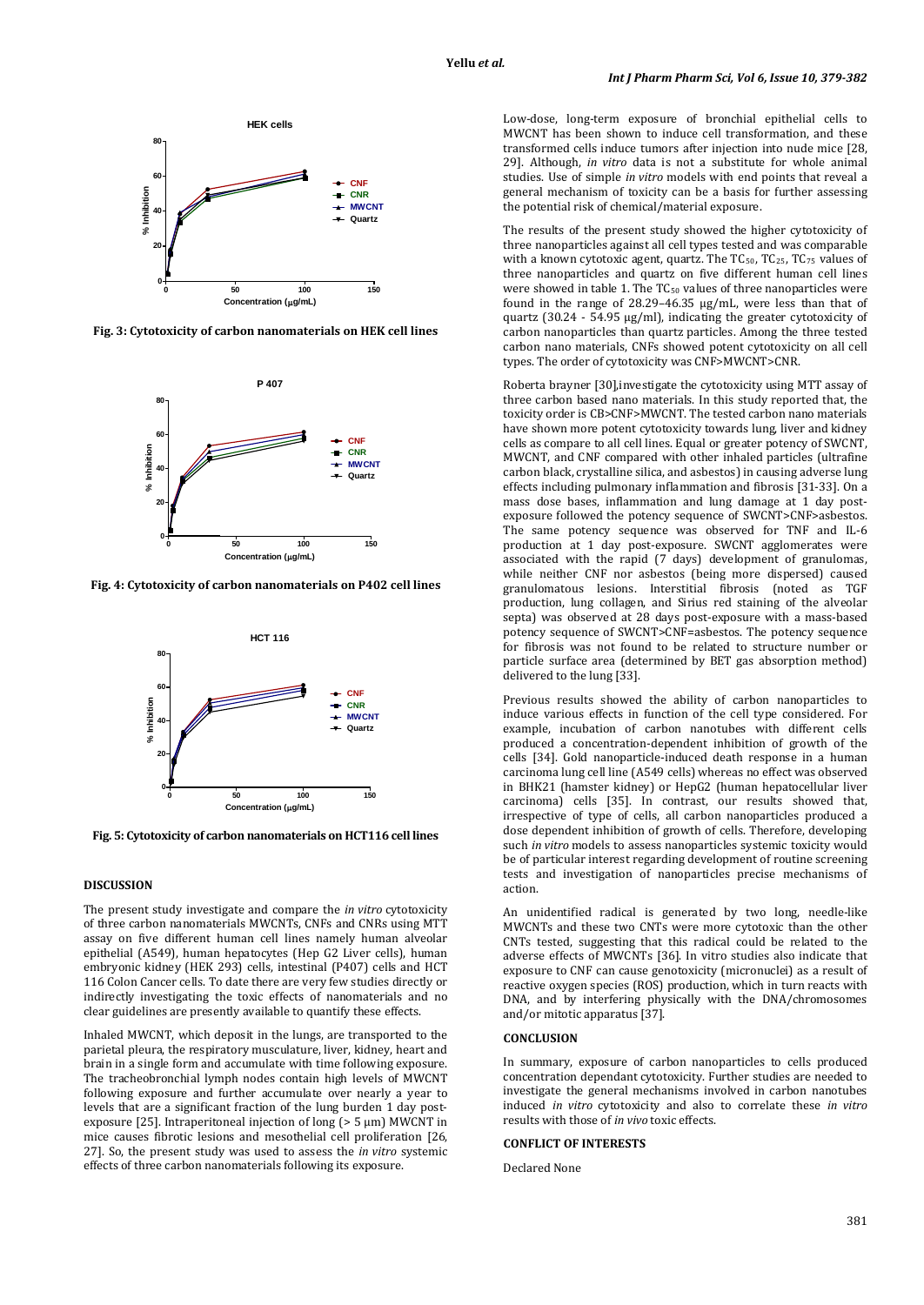Fig. 3: Cytotoxicity of carbon nanomaterials on HEK cell lines

Fig. 4: Cytotoxicity of carbon nanomaterials on P402 cell lines

Fig. 5: Cytotoxicity of carbon nanomaterials on HCT116 cell lines

## DISCUSSION

The present study investigate and compare the *in vitro* cytotoxicity of three carbon nanomaterials MWCNTs, CNFs and CNRs using MTT assay on five different human cell lines namely human alveolar epithelial (A549), human hepatocytes (Hep G2 Liver cells), human embryonic kidney (HEK 293) cells, intestinal (P407) cells and HCT 116 Colon Cancer cells. To date there are very few studies directly or indirectly investigating the toxic effects of nanomaterials and no clear guidelines are presently available to quantify these effects.

Inhaled MWCNT, which deposit in the lungs, are transported to the parietal pleura, the respiratory musculature, liver, kidney, heart and brain in a single form and accumulate with time following exposure. The tracheobronchial lymph nodes contain high levels of MWCNT following exposure and further accumulate over nearly a year to levels that are a significant fraction of the lung burden 1 day post-exposure [25]. Intraperitoneal injection of long (> 5 μm) MWCNT in mice causes fibrotic lesions and mesothelial cell proliferation [26, 27]. So, the present study was used to assess the *in vitro* systemic effects of three carbon nanomaterials following its exposure.

Low-dose, long-term exposure of bronchial epithelial cells to MWCNT has been shown to induce cell transformation, and these transformed cells induce tumors after injection into nude mice [28, 29]. Although, *in vitro* data is not a substitute for whole animal studies. Use of simple *in vitro* models with end points that reveal a general mechanism of toxicity can be a basis for further assessing the potential risk of chemical/material exposure.

The results of the present study showed the higher cytotoxicity of three nanoparticles against all cell types tested and was comparable with a known cytotoxic agent, quartz. The $TC_{50}$, $TC_{25}$, $TC_{75}$ values of three nanoparticles and quartz on five different human cell lines were showed in table 1. The $TC_{50}$ values of three nanoparticles were found in the range of 28.29–46.35 μg/mL, were less than that of quartz (30.24 - 54.95 μg/ml), indicating the greater cytotoxicity of carbon nanoparticles than quartz particles. Among the three tested carbon nano materials, CNFs showed potent cytotoxicity on all cell types. The order of cytotoxicity was CNF>MWCNT>CNR.

Roberta brayner [30],investigate the cytotoxicity using MTT assay of three carbon based nano materials. In this study reported that, the toxicity order is CB>CNF>MWCNT. The tested carbon nano materials have shown more potent cytotoxicity towards lung, liver and kidney cells as compare to all cell lines. Equal or greater potency of SWCNT, MWCNT, and CNF compared with other inhaled particles (ultrafine carbon black, crystalline silica, and asbestos) in causing adverse lung effects including pulmonary inflammation and fibrosis [31-33]. On a mass dose bases, inflammation and lung damage at 1 day post-exposure followed the potency sequence of SWCNT>CNF>asbestos. The same potency sequence was observed for TNF and IL-6 production at 1 day post-exposure. SWCNT agglomerates were associated with the rapid (7 days) development of granulomas, while neither CNF nor asbestos (being more dispersed) caused granulomatous lesions. Interstitial fibrosis (noted as TGF production, lung collagen, and Sirius red staining of the alveolar septa) was observed at 28 days post-exposure with a mass-based potency sequence of SWCNT>CNF=asbestos. The potency sequence for fibrosis was not found to be related to structure number or particle surface area (determined by BET gas absorption method) delivered to the lung [33].

Previous results showed the ability of carbon nanoparticles to induce various effects in function of the cell type considered. For example, incubation of carbon nanotubes with different cells produced a concentration-dependent inhibition of growth of the cells [34]. Gold nanoparticle-induced death response in a human carcinoma lung cell line (A549 cells) whereas no effect was observed in BHK21 (hamster kidney) or HepG2 (human hepatocellular liver carcinoma) cells [35]. In contrast, our results showed that, irrespective of type of cells, all carbon nanoparticles produced a dose dependent inhibition of growth of cells. Therefore, developing such *in vitro* models to assess nanoparticles systemic toxicity would be of particular interest regarding development of routine screening tests and investigation of nanoparticles precise mechanisms of action.

An unidentified radical is generated by two long, needle-like MWCNTs and these two CNTs were more cytotoxic than the other CNTs tested, suggesting that this radical could be related to the adverse effects of MWCNTs [36]. In vitro studies also indicate that exposure to CNF can cause genotoxicity (micronuclei) as a result of reactive oxygen species (ROS) production, which in turn reacts with DNA, and by interfering physically with the DNA/chromosomes and/or mitotic apparatus [37].

## CONCLUSION

In summary, exposure of carbon nanoparticles to cells produced concentration dependant cytotoxicity. Further studies are needed to investigate the general mechanisms involved in carbon nanotubes induced *in vitro* cytotoxicity and also to correlate these *in vitro* results with those of *in vivo* toxic effects.

## CONFLICT OF INTERESTS

Declared None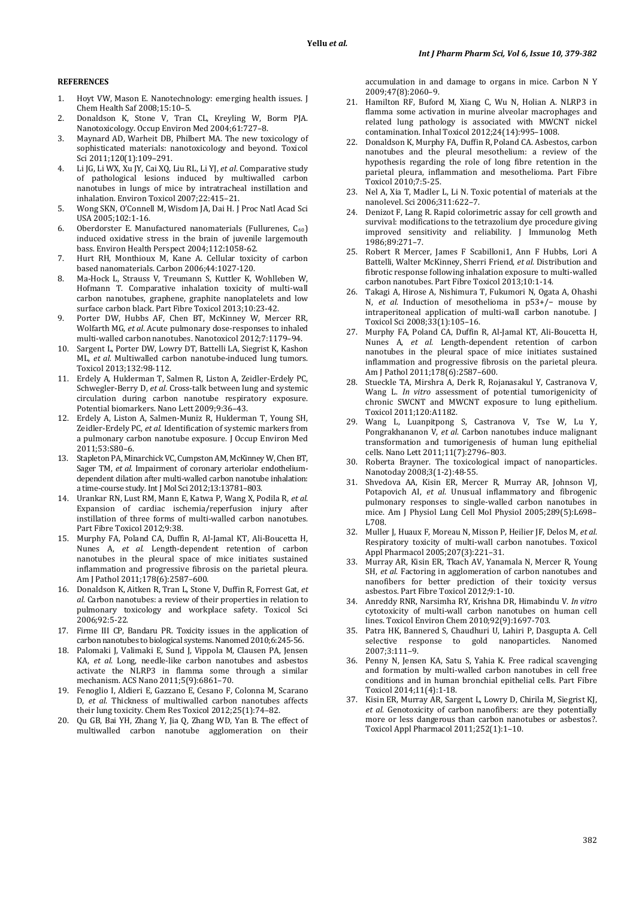**REFERENCES**

1. Hoyt VW, Mason E. Nanotechnology: emerging health issues. J Chem Health Saf 2008;15:10–5.
2. Donaldson K, Stone V, Tran CL, Kreyling W, Borm PJA. Nanotoxicology. Occup Environ Med 2004;61:727–8.
3. Maynard AD, Warheit DB, Philbert MA. The new toxicology of sophisticated materials: nanotoxicology and beyond. Toxicol Sci 2011;120(1):109–291.
4. Li JG, Li WX, Xu JY, Cai XQ, Liu RL, Li YJ, *et al*. Comparative study of pathological lesions induced by multiwalled carbon nanotubes in lungs of mice by intratracheal instillation and inhalation. Environ Toxicol 2007;22:415–21.
5. Wong SKN, O'Connell M, Wisdom JA, Dai H. J Proc Natl Acad Sci USA 2005;102:1-16.
6. Oberdorster E. Manufactured nanomaterials (Fullurenes, $C_{60}$) induced oxidative stress in the brain of juvenile largemouth bass. Environ Health Perspect 2004;112:1058-62.
7. Hurt RH, Monthioux M, Kane A. Cellular toxicity of carbon based nanomaterials. Carbon 2006;44:1027-120.
8. Ma-Hock L, Strauss V, Treumann S, Kuttler K, Wohlleben W, Hofmann T. Comparative inhalation toxicity of multi-wall carbon nanotubes, graphene, graphite nanoplatelets and low surface carbon black. Part Fibre Toxicol 2013;10:23-42.
9. Porter DW, Hubbs AF, Chen BT, McKinney W, Mercer RR, Wolfarth MG, *et al*. Acute pulmonary dose-responses to inhaled multi-walled carbon nanotubes. Nanotoxicol 2012;7:1179–94.
10. Sargent L, Porter DW, Lowry DT, Battelli LA, Siegrist K, Kashon ML, *et al*. Multiwalled carbon nanotube-induced lung tumors. Toxicol 2013;132:98-112.
11. Erdely A, Hulderman T, Salmen R, Liston A, Zeidler-Erdely PC, Schwegler-Berry D, *et al*. Cross-talk between lung and systemic circulation during carbon nanotube respiratory exposure. Potential biomarkers. Nano Lett 2009;9:36–43.
12. Erdely A, Liston A, Salmen-Muniz R, Hulderman T, Young SH, Zeidler-Erdely PC, *et al*. Identification of systemic markers from a pulmonary carbon nanotube exposure. J Occup Environ Med 2011;53:S80–6.
13. Stapleton PA, Minarchick VC, Cumpston AM, McKinney W, Chen BT, Sager TM, *et al*. Impairment of coronary arteriolar endothelium-dependent dilation after multi-walled carbon nanotube inhalation: a time-course study. Int J Mol Sci 2012;13:13781–803.
14. Urankar RN, Lust RM, Mann E, Katwa P, Wang X, Podila R, *et al*. Expansion of cardiac ischemia/reperfusion injury after instillation of three forms of multi-walled carbon nanotubes. Part Fibre Toxicol 2012;9:38.
15. Murphy FA, Poland CA, Duffin R, Al-Jamal KT, Ali-Boucetta H, Nunes A, *et al*. Length-dependent retention of carbon nanotubes in the pleural space of mice initiates sustained inflammation and progressive fibrosis on the parietal pleura. Am J Pathol 2011;178(6):2587–600.
16. Donaldson K, Aitken R, Tran L, Stone V, Duffin R, Forrest Gat, *et al*. Carbon nanotubes: a review of their properties in relation to pulmonary toxicology and workplace safety. Toxicol Sci 2006;92:5-22.
17. Firme III CP, Bandaru PR. Toxicity issues in the application of carbon nanotubes to biological systems. Nanomed 2010;6:245-56.
18. Palomaki J, Valimaki E, Sund J, Vippola M, Clausen PA, Jensen KA, *et al*. Long, needle-like carbon nanotubes and asbestos activate the NLRP3 in flamma some through a similar mechanism. ACS Nano 2011;5(9):6861–70.
19. Fenoglio I, Aldieri E, Gazzano E, Cesano F, Colonna M, Scarano D, *et al*. Thickness of multiwalled carbon nanotubes affects their lung toxicity. Chem Res Toxicol 2012;25(1):74–82.
20. Qu GB, Bai YH, Zhang Y, Jia Q, Zhang WD, Yan B. The effect of multiwalled carbon nanotube agglomeration on their accumulation in and damage to organs in mice. Carbon N Y 2009;47(8):2060–9.
21. Hamilton RF, Buford M, Xiang C, Wu N, Holian A. NLRP3 in flamma some activation in murine alveolar macrophages and related lung pathology is associated with MWCNT nickel contamination. Inhal Toxicol 2012;24(14):995–1008.
22. Donaldson K, Murphy FA, Duffin R, Poland CA. Asbestos, carbon nanotubes and the pleural mesothelium: a review of the hypothesis regarding the role of long fibre retention in the parietal pleura, inflammation and mesothelioma. Part Fibre Toxicol 2010;7:5-25.
23. Nel A, Xia T, Madler L, Li N. Toxic potential of materials at the nanolevel. Sci 2006;311:622–7.
24. Denizot F, Lang R. Rapid colorimetric assay for cell growth and survival: modifications to the tetrazolium dye procedure giving improved sensitivity and reliability. J Immunolog Meth 1986;89:271–7.
25. Robert R Mercer, James F Scabilloni1, Ann F Hubbs, Lori A Battelli, Walter McKinney, Sherri Friend, *et al*. Distribution and fibrotic response following inhalation exposure to multi-walled carbon nanotubes. Part Fibre Toxicol 2013;10:1-14.
26. Takagi A, Hirose A, Nishimura T, Fukumori N, Ogata A, Ohashi N, *et al*. Induction of mesothelioma in p53+/− mouse by intraperitoneal application of multi-wall carbon nanotube. J Toxicol Sci 2008;33(1):105–16.
27. Murphy FA, Poland CA, Duffin R, Al-Jamal KT, Ali-Boucetta H, Nunes A, *et al*. Length-dependent retention of carbon nanotubes in the pleural space of mice initiates sustained inflammation and progressive fibrosis on the parietal pleura. Am J Pathol 2011;178(6):2587–600.
28. Stueckle TA, Mirshra A, Derk R, Rojanasakul Y, Castranova V, Wang L. *In vitro* assessment of potential tumorigenicity of chronic SWCNT and MWCNT exposure to lung epithelium. Toxicol 2011;120:A1182.
29. Wang L, Luanpitpong S, Castranova V, Tse W, Lu Y, Pongrakhananon V, *et al*. Carbon nanotubes induce malignant transformation and tumorigenesis of human lung epithelial cells. Nano Lett 2011;11(7):2796–803.
30. Roberta Brayner. The toxicological impact of nanoparticles. Nanotoday 2008;3(1-2):48-55.
31. Shvedova AA, Kisin ER, Mercer R, Murray AR, Johnson VJ, Potapovich AI, *et al*. Unusual inflammatory and fibrogenic pulmonary responses to single-walled carbon nanotubes in mice. Am J Physiol Lung Cell Mol Physiol 2005;289(5):L698–L708.
32. Muller J, Huaux F, Moreau N, Misson P, Heilier JF, Delos M, *et al*. Respiratory toxicity of multi-wall carbon nanotubes. Toxicol Appl Pharmacol 2005;207(3):221–31.
33. Murray AR, Kisin ER, Tkach AV, Yanamala N, Mercer R, Young SH, *et al*. Factoring in agglomeration of carbon nanotubes and nanofibers for better prediction of their toxicity versus asbestos. Part Fibre Toxicol 2012;9:1-10.
34. Anreddy RNR, Narsimha RY, Krishna DR, Himabindu V. *In vitro* cytotoxicity of multi-wall carbon nanotubes on human cell lines. Toxicol Environ Chem 2010;92(9):1697-703.
35. Patra HK, Bannered S, Chaudhuri U, Lahiri P, Dasgupta A. Cell selective response to gold nanoparticles. Nanomed 2007;3:111–9.
36. Penny N, Jensen KA, Satu S, Yahia K. Free radical scavenging and formation by multi-walled carbon nanotubes in cell free conditions and in human bronchial epithelial cells. Part Fibre Toxicol 2014;11(4):1-18.
37. Kisin ER, Murray AR, Sargent L, Lowry D, Chirila M, Siegrist KJ, *et al*. Genotoxicity of carbon nanofibers: are they potentially more or less dangerous than carbon nanotubes or asbestos?. Toxicol Appl Pharmacol 2011;252(1):1–10.